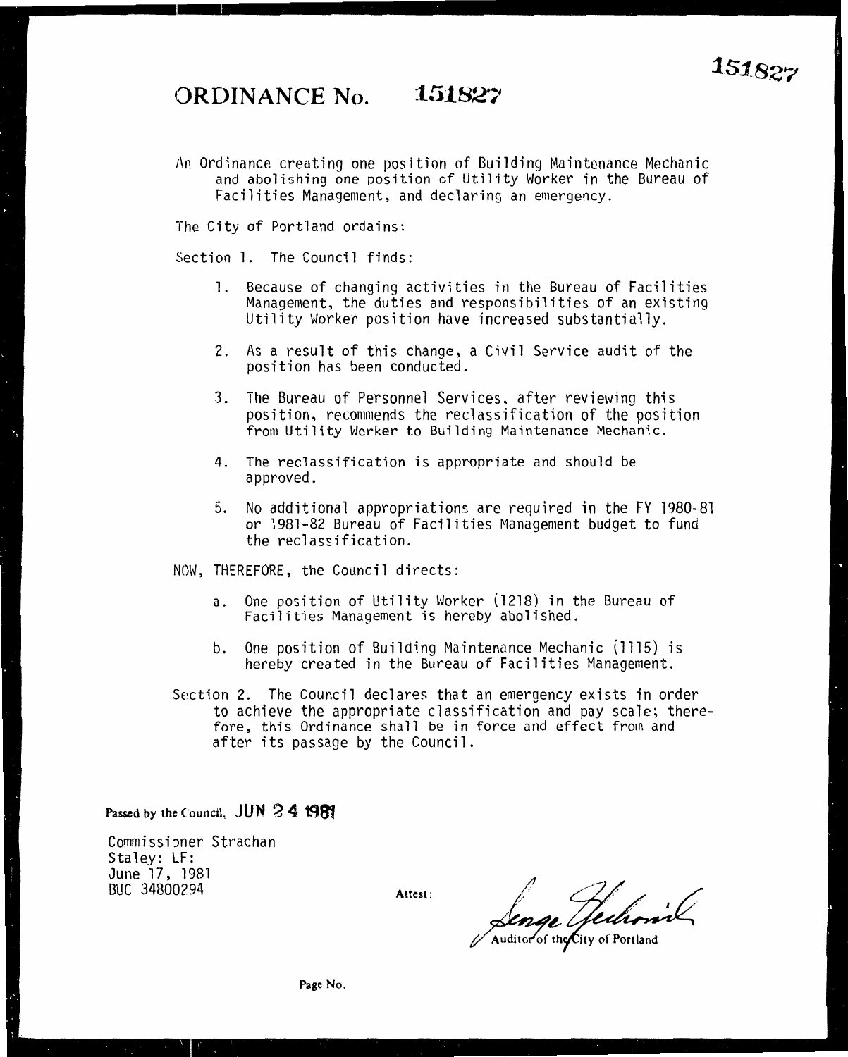151827

# ORDINANCE No. 151827

An Ordinance creating one position of Building Maintenance Mechanic and abolishing one position of Utility Worker in the Bureau of Facilities Management, and declaring an emergency.

The City of Portland ordains:

Section 1. The Council finds:

1. Because of changing activities in the Bureau of Facilities Management, the duties and responsibilities of an existing Utility Worker position have increased substantially.
2. As a result of this change, a Civil Service audit of the position has been conducted.
3. The Bureau of Personnel Services, after reviewing this position, recommends the reclassification of the position from Utility Worker to Building Maintenance Mechanic.
4. The reclassification is appropriate and should be approved.
5. No additional appropriations are required in the FY 1980-81 or 1981-82 Bureau of Facilities Management budget to fund the reclassification.

NOW, THEREFORE, the Council directs:

a. One position of Utility Worker (1218) in the Bureau of Facilities Management is hereby abolished.

b. One position of Building Maintenance Mechanic (1115) is hereby created in the Bureau of Facilities Management.

Section 2. The Council declares that an emergency exists in order to achieve the appropriate classification and pay scale; therefore, this Ordinance shall be in force and effect from and after its passage by the Council.

Passed by the Council, **JUN 24 1981**

Commissioner Strachan
Staley: LF:
June 17, 1981
BUC 34800294

Attest:

George Yerkovich
Auditor of the City of Portland

Page No.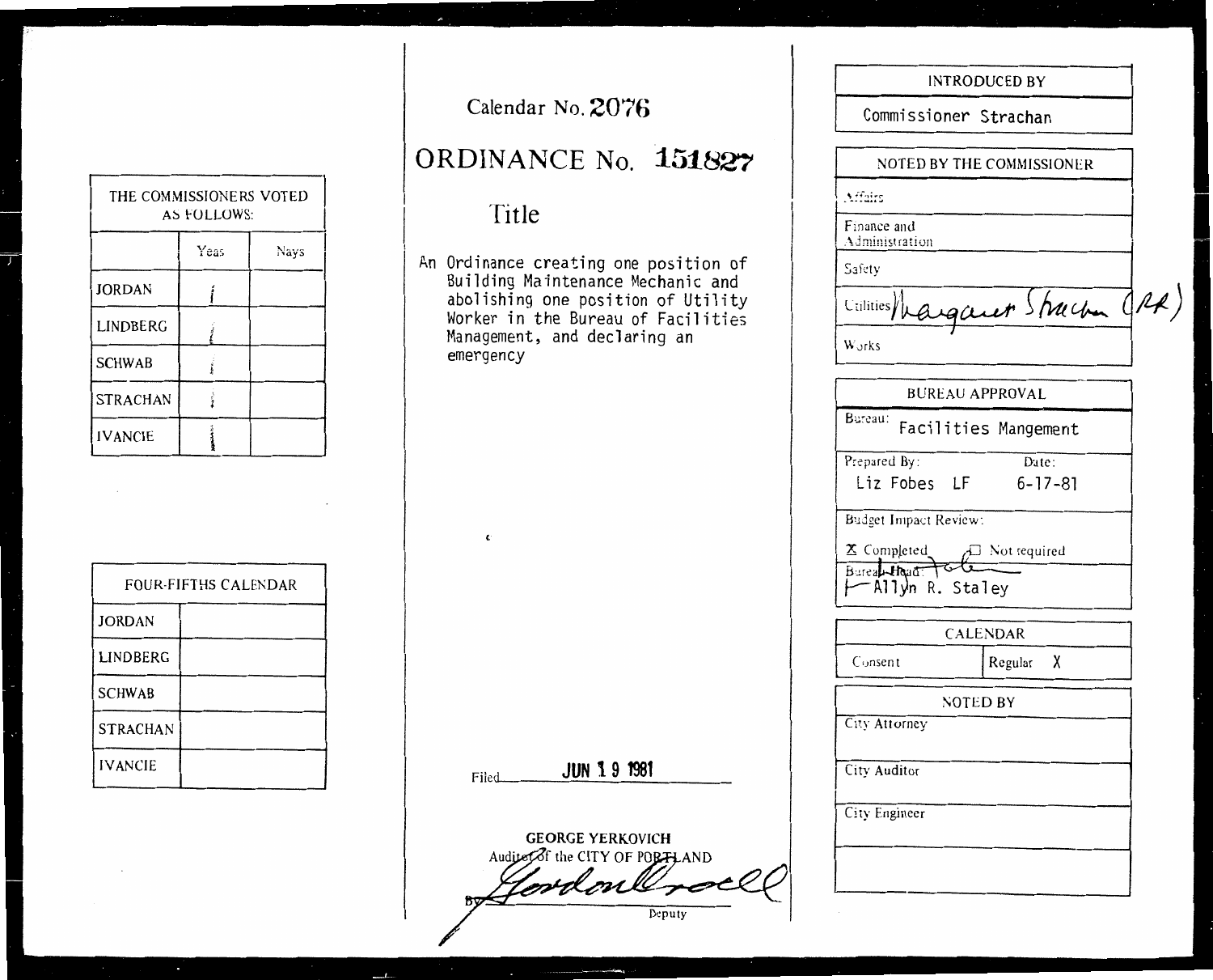| THE COMMISSIONERS VOTED AS FOLLOWS: | | |
|---|---|---|
| | Yeas | Nays |
| JORDAN | / | |
| LINDBERG | / | |
| SCHWAB | / | |
| STRACHAN | / | |
| IVANCIE | / | |

| FOUR-FIFTHS CALENDAR | |
|---|---|
| JORDAN | |
| LINDBERG | |
| SCHWAB | |
| STRACHAN | |
| IVANCIE | |

Calendar No. 2076

# ORDINANCE No. 151827

## Title

An Ordinance creating one position of Building Maintenance Mechanic and abolishing one position of Utility Worker in the Bureau of Facilities Management, and declaring an emergency

Filed JUN 19 1981

GEORGE YERKOVICH
Auditor of the CITY OF PORTLAND

By Gordon Grosell
Deputy

| INTRODUCED BY |
|---|
| Commissioner Strachan |

| NOTED BY THE COMMISSIONER |
|---|
| Affairs |
| Finance and Administration |
| Safety |
| Utilities Margaret Strachan (RK) |
| Works |

| BUREAU APPROVAL | |
|---|---|
| Bureau: Facilities Mangement | |
| Prepared By: Liz Fobes LF | Date: 6-17-81 |
| Budget Impact Review: X Completed ☐ Not required | |
| Bureau Head: Allyn R. Staley | |

| CALENDAR | |
|---|---|
| Consent | Regular X |

| NOTED BY |
|---|
| City Attorney |
| City Auditor |
| City Engineer |
| |